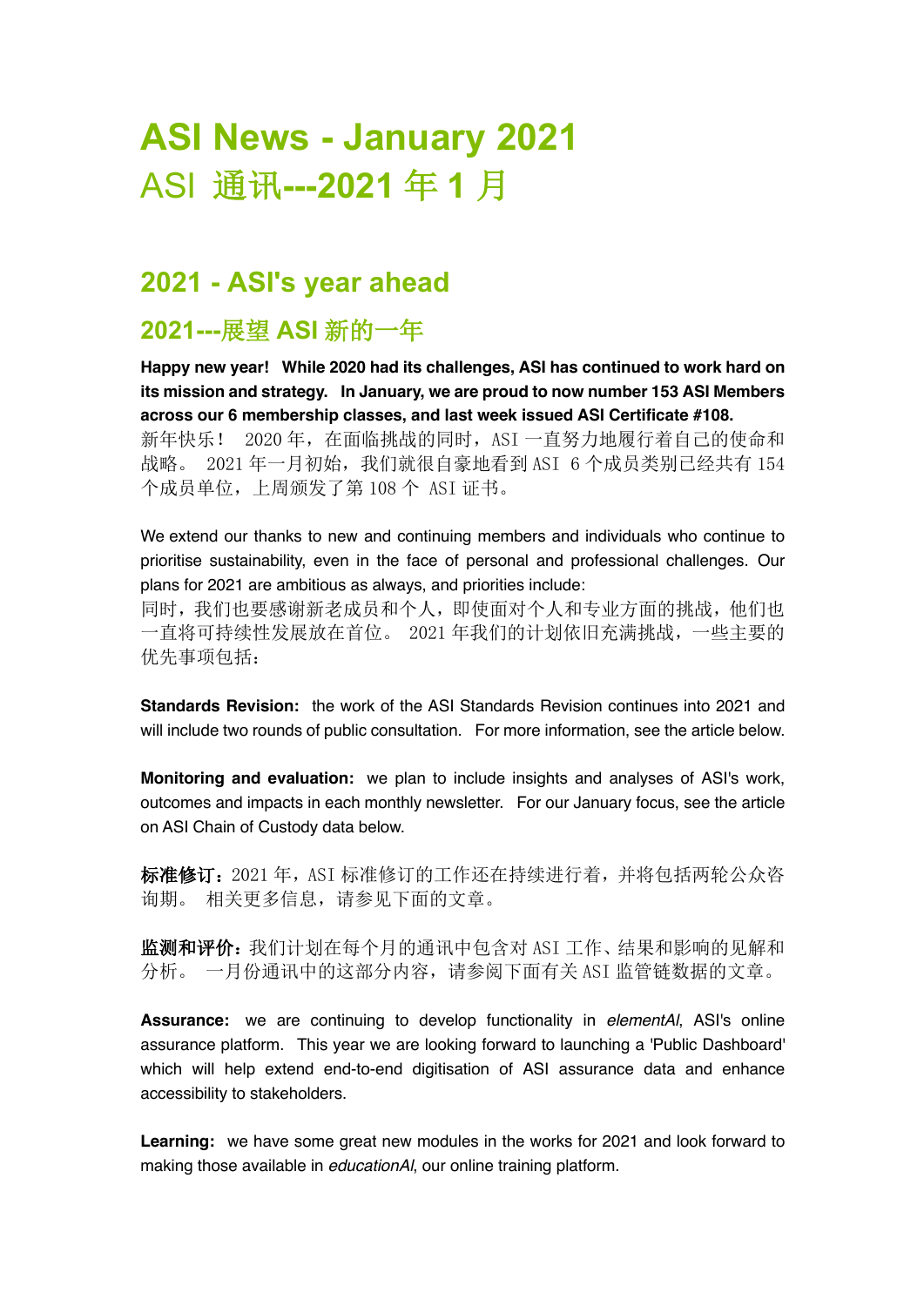# ASI News - January 2021

# ASI 通讯---2021 年 1 月

## 2021 - ASI's year ahead

## 2021---展望 ASI 新的一年

**Happy new year! While 2020 had its challenges, ASI has continued to work hard on its mission and strategy. In January, we are proud to now number 153 ASI Members across our 6 membership classes, and last week issued ASI Certificate #108.**

新年快乐！ 2020 年，在面临挑战的同时，ASI 一直努力地履行着自己的使命和战略。 2021 年一月初始，我们就很自豪地看到 ASI 6 个成员类别已经共有 154 个成员单位，上周颁发了第 108 个 ASI 证书。

We extend our thanks to new and continuing members and individuals who continue to prioritise sustainability, even in the face of personal and professional challenges. Our plans for 2021 are ambitious as always, and priorities include:

同时，我们也要感谢新老成员和个人，即使面对个人和专业方面的挑战，他们也一直将可持续性发展放在首位。 2021 年我们的计划依旧充满挑战，一些主要的优先事项包括：

**Standards Revision:** the work of the ASI Standards Revision continues into 2021 and will include two rounds of public consultation. For more information, see the article below.

**Monitoring and evaluation:** we plan to include insights and analyses of ASI's work, outcomes and impacts in each monthly newsletter. For our January focus, see the article on ASI Chain of Custody data below.

**标准修订：**2021 年，ASI 标准修订的工作还在持续进行着，并将包括两轮公众咨询期。 相关更多信息，请参见下面的文章。

**监测和评价：**我们计划在每个月的通讯中包含对 ASI 工作、结果和影响的见解和分析。 一月份通讯中的这部分内容，请参阅下面有关 ASI 监管链数据的文章。

**Assurance:** we are continuing to develop functionality in *elementAl*, ASI's online assurance platform. This year we are looking forward to launching a 'Public Dashboard' which will help extend end-to-end digitisation of ASI assurance data and enhance accessibility to stakeholders.

**Learning:** we have some great new modules in the works for 2021 and look forward to making those available in *educationAl*, our online training platform.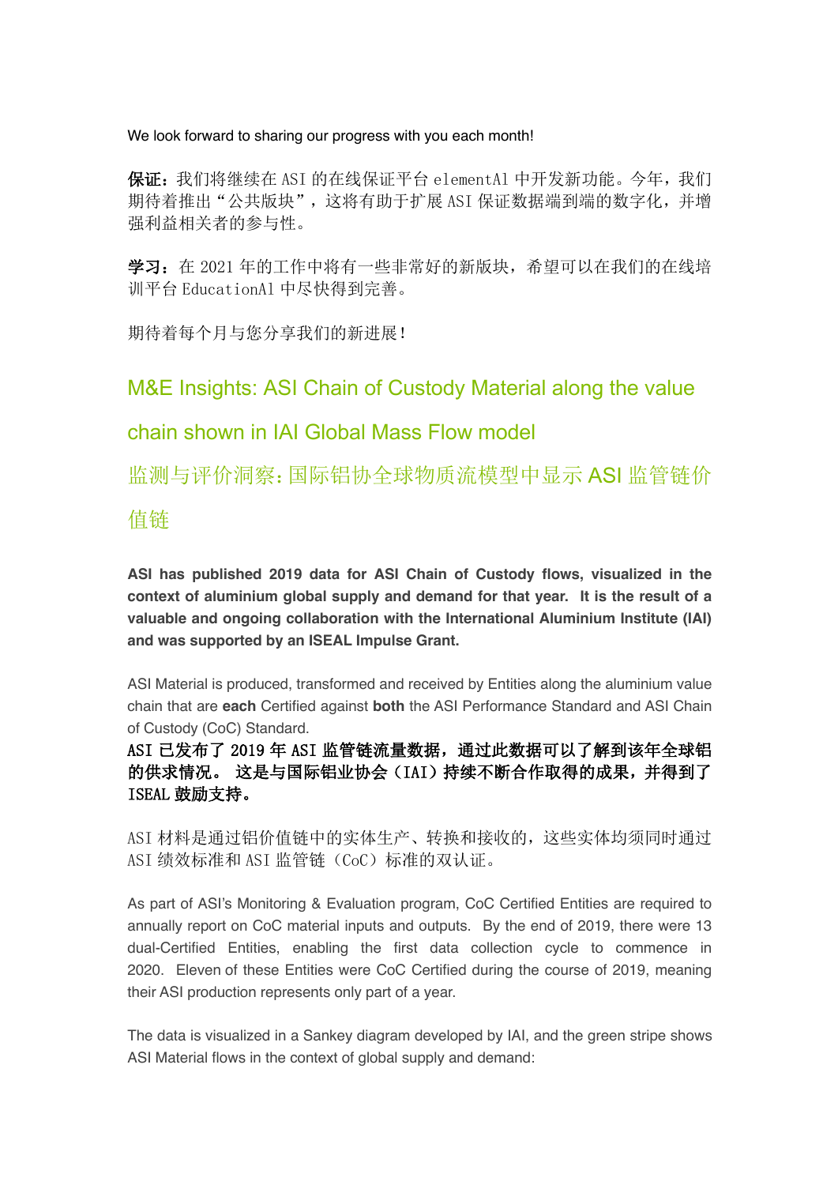We look forward to sharing our progress with you each month!

**保证：**我们将继续在 ASI 的在线保证平台 elementAl 中开发新功能。今年，我们期待着推出“公共版块”，这将有助于扩展 ASI 保证数据端到端的数字化，并增强利益相关者的参与性。

**学习：**在 2021 年的工作中将有一些非常好的新版块，希望可以在我们的在线培训平台 EducationAl 中尽快得到完善。

期待着每个月与您分享我们的新进展！

## M&E Insights: ASI Chain of Custody Material along the value chain shown in IAI Global Mass Flow model

## 监测与评价洞察：国际铝协全球物质流模型中显示 ASI 监管链价值链

**ASI has published 2019 data for ASI Chain of Custody flows, visualized in the context of aluminium global supply and demand for that year. It is the result of a valuable and ongoing collaboration with the International Aluminium Institute (IAI) and was supported by an ISEAL Impulse Grant.**

ASI Material is produced, transformed and received by Entities along the aluminium value chain that are **each** Certified against **both** the ASI Performance Standard and ASI Chain of Custody (CoC) Standard.

**ASI 已发布了 2019 年 ASI 监管链流量数据，通过此数据可以了解到该年全球铝的供求情况。 这是与国际铝业协会（IAI）持续不断合作取得的成果，并得到了 ISEAL 鼓励支持。**

ASI 材料是通过铝价值链中的实体生产、转换和接收的，这些实体均须同时通过 ASI 绩效标准和 ASI 监管链（CoC）标准的双认证。

As part of ASI's Monitoring & Evaluation program, CoC Certified Entities are required to annually report on CoC material inputs and outputs. By the end of 2019, there were 13 dual-Certified Entities, enabling the first data collection cycle to commence in 2020. Eleven of these Entities were CoC Certified during the course of 2019, meaning their ASI production represents only part of a year.

The data is visualized in a Sankey diagram developed by IAI, and the green stripe shows ASI Material flows in the context of global supply and demand: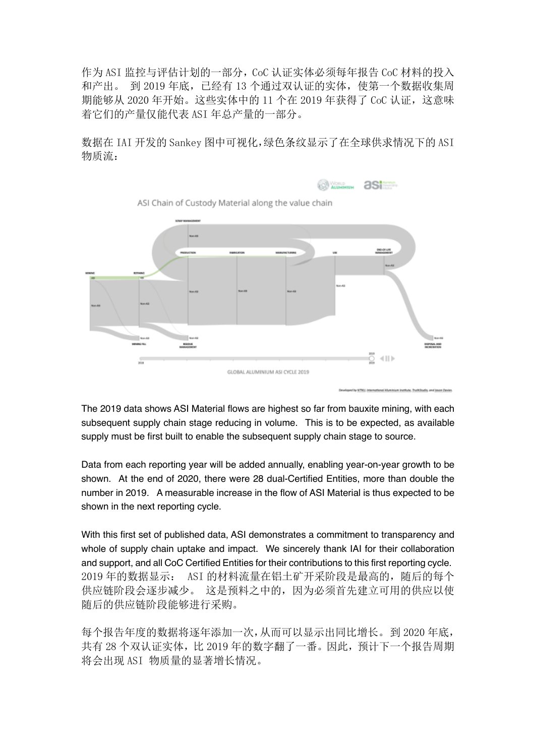作为 ASI 监控与评估计划的一部分，CoC 认证实体必须每年报告 CoC 材料的投入和产出。 到 2019 年底，已经有 13 个通过双认证的实体，使第一个数据收集周期能够从 2020 年开始。这些实体中的 11 个在 2019 年获得了 CoC 认证，这意味着它们的产量仅能代表 ASI 年总产量的一部分。

数据在 IAI 开发的 Sankey 图中可视化，绿色条纹显示了在全球供求情况下的 ASI 物质流：

The 2019 data shows ASI Material flows are highest so far from bauxite mining, with each subsequent supply chain stage reducing in volume. This is to be expected, as available supply must be first built to enable the subsequent supply chain stage to source.

Data from each reporting year will be added annually, enabling year-on-year growth to be shown. At the end of 2020, there were 28 dual-Certified Entities, more than double the number in 2019. A measurable increase in the flow of ASI Material is thus expected to be shown in the next reporting cycle.

With this first set of published data, ASI demonstrates a commitment to transparency and whole of supply chain uptake and impact. We sincerely thank IAI for their collaboration and support, and all CoC Certified Entities for their contributions to this first reporting cycle.

2019 年的数据显示： ASI 的材料流量在铝土矿开采阶段是最高的，随后的每个供应链阶段会逐步减少。 这是预料之中的，因为必须首先建立可用的供应以使随后的供应链阶段能够进行采购。

每个报告年度的数据将逐年添加一次，从而可以显示出同比增长。到 2020 年底，共有 28 个双认证实体，比 2019 年的数字翻了一番。因此，预计下一个报告周期将会出现 ASI 物质量的显著增长情况。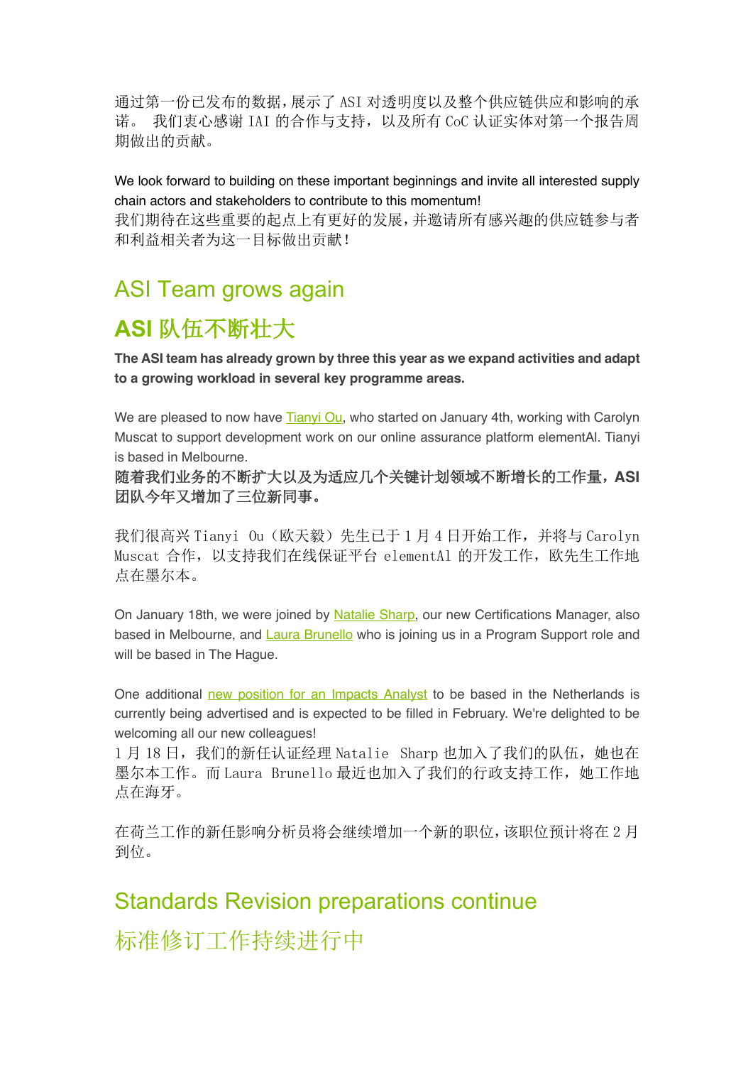通过第一份已发布的数据，展示了 ASI 对透明度以及整个供应链供应和影响的承诺。 我们衷心感谢 IAI 的合作与支持，以及所有 CoC 认证实体对第一个报告周期做出的贡献。

We look forward to building on these important beginnings and invite all interested supply chain actors and stakeholders to contribute to this momentum!
我们期待在这些重要的起点上有更好的发展，并邀请所有感兴趣的供应链参与者和利益相关者为这一目标做出贡献！

## ASI Team grows again

## ASI 队伍不断壮大

**The ASI team has already grown by three this year as we expand activities and adapt to a growing workload in several key programme areas.**

We are pleased to now have Tianyi Ou, who started on January 4th, working with Carolyn Muscat to support development work on our online assurance platform elementAl. Tianyi is based in Melbourne.
**随着我们业务的不断扩大以及为适应几个关键计划领域不断增长的工作量，ASI 团队今年又增加了三位新同事。**

我们很高兴 Tianyi Ou（欧天毅）先生已于 1 月 4 日开始工作，并将与 Carolyn Muscat 合作，以支持我们在线保证平台 elementAl 的开发工作，欧先生工作地点在墨尔本。

On January 18th, we were joined by Natalie Sharp, our new Certifications Manager, also based in Melbourne, and Laura Brunello who is joining us in a Program Support role and will be based in The Hague.

One additional new position for an Impacts Analyst to be based in the Netherlands is currently being advertised and is expected to be filled in February. We're delighted to be welcoming all our new colleagues!
1 月 18 日，我们的新任认证经理 Natalie Sharp 也加入了我们的队伍，她也在墨尔本工作。而 Laura Brunello 最近也加入了我们的行政支持工作，她工作地点在海牙。

在荷兰工作的新任影响分析员将会继续增加一个新的职位，该职位预计将在 2 月到位。

## Standards Revision preparations continue

## 标准修订工作持续进行中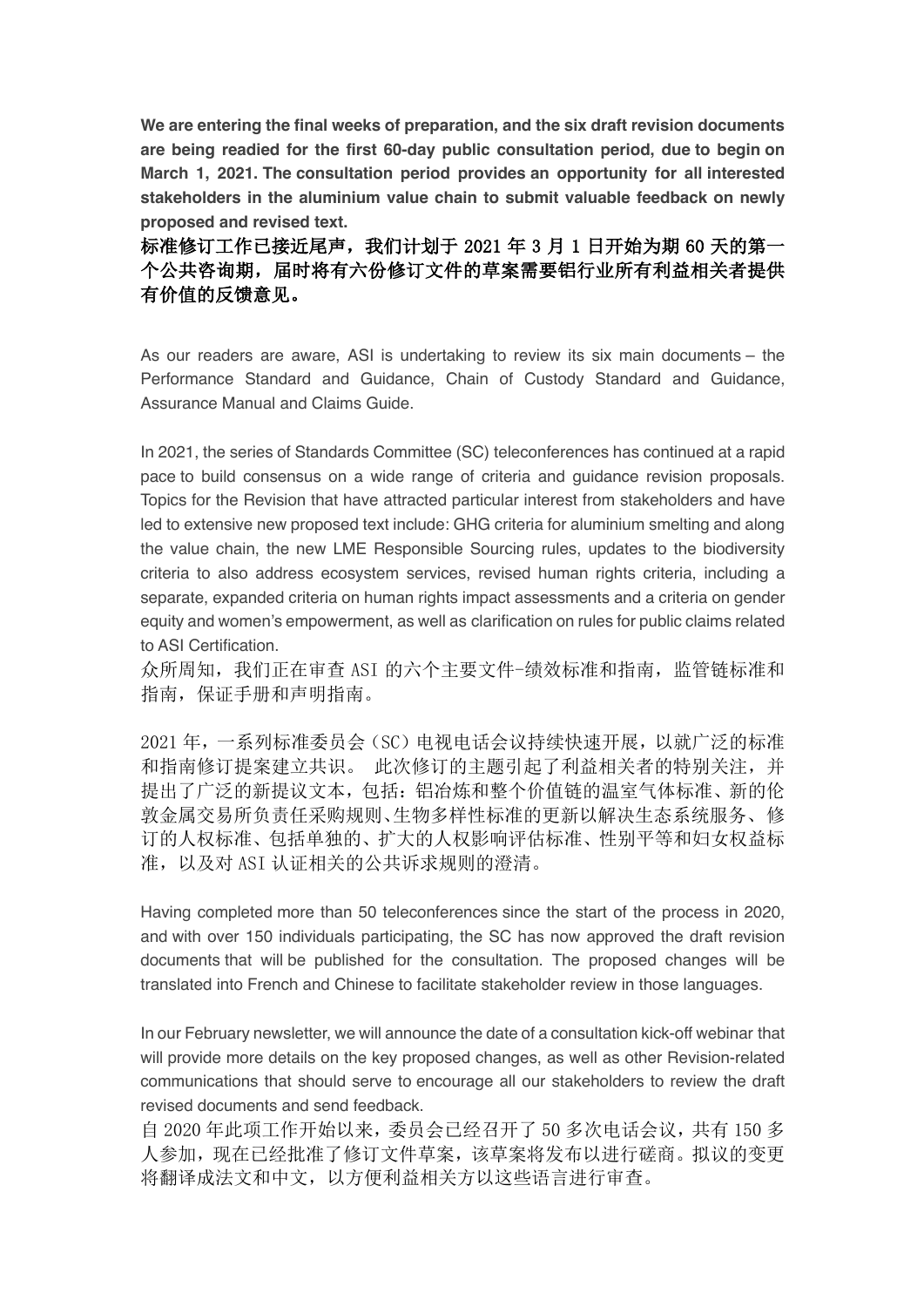**We are entering the final weeks of preparation, and the six draft revision documents are being readied for the first 60-day public consultation period, due to begin on March 1, 2021. The consultation period provides an opportunity for all interested stakeholders in the aluminium value chain to submit valuable feedback on newly proposed and revised text.**

**标准修订工作已接近尾声，我们计划于 2021 年 3 月 1 日开始为期 60 天的第一个公共咨询期，届时将有六份修订文件的草案需要铝行业所有利益相关者提供有价值的反馈意见。**

As our readers are aware, ASI is undertaking to review its six main documents – the Performance Standard and Guidance, Chain of Custody Standard and Guidance, Assurance Manual and Claims Guide.

In 2021, the series of Standards Committee (SC) teleconferences has continued at a rapid pace to build consensus on a wide range of criteria and guidance revision proposals. Topics for the Revision that have attracted particular interest from stakeholders and have led to extensive new proposed text include: GHG criteria for aluminium smelting and along the value chain, the new LME Responsible Sourcing rules, updates to the biodiversity criteria to also address ecosystem services, revised human rights criteria, including a separate, expanded criteria on human rights impact assessments and a criteria on gender equity and women's empowerment, as well as clarification on rules for public claims related to ASI Certification.

众所周知，我们正在审查 ASI 的六个主要文件-绩效标准和指南，监管链标准和指南，保证手册和声明指南。

2021 年，一系列标准委员会（SC）电视电话会议持续快速开展，以就广泛的标准和指南修订提案建立共识。 此次修订的主题引起了利益相关者的特别关注，并提出了广泛的新提议文本，包括：铝冶炼和整个价值链的温室气体标准、新的伦敦金属交易所负责任采购规则、生物多样性标准的更新以解决生态系统服务、修订的人权标准、包括单独的、扩大的人权影响评估标准、性别平等和妇女权益标准，以及对 ASI 认证相关的公共诉求规则的澄清。

Having completed more than 50 teleconferences since the start of the process in 2020, and with over 150 individuals participating, the SC has now approved the draft revision documents that will be published for the consultation. The proposed changes will be translated into French and Chinese to facilitate stakeholder review in those languages.

In our February newsletter, we will announce the date of a consultation kick-off webinar that will provide more details on the key proposed changes, as well as other Revision-related communications that should serve to encourage all our stakeholders to review the draft revised documents and send feedback.

自 2020 年此项工作开始以来，委员会已经召开了 50 多次电话会议，共有 150 多人参加，现在已经批准了修订文件草案，该草案将发布以进行磋商。拟议的变更将翻译成法文和中文，以方便利益相关方以这些语言进行审查。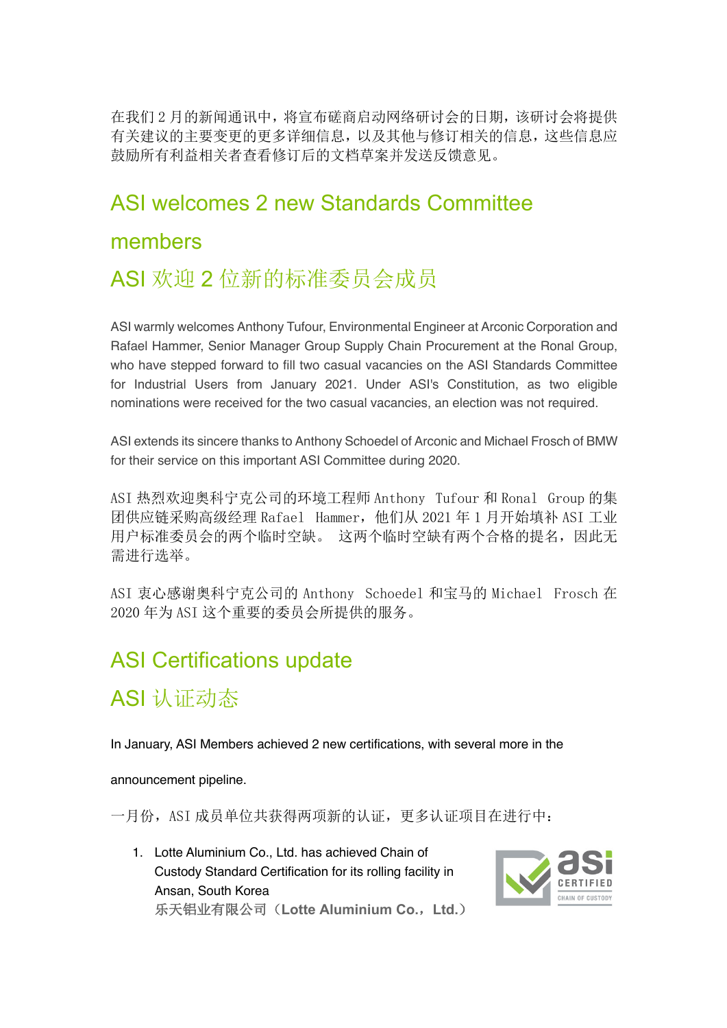在我们 2 月的新闻通讯中，将宣布磋商启动网络研讨会的日期，该研讨会将提供有关建议的主要变更的更多详细信息，以及其他与修订相关的信息，这些信息应鼓励所有利益相关者查看修订后的文档草案并发送反馈意见。

## ASI welcomes 2 new Standards Committee members

## ASI 欢迎 2 位新的标准委员会成员

ASI warmly welcomes Anthony Tufour, Environmental Engineer at Arconic Corporation and Rafael Hammer, Senior Manager Group Supply Chain Procurement at the Ronal Group, who have stepped forward to fill two casual vacancies on the ASI Standards Committee for Industrial Users from January 2021. Under ASI's Constitution, as two eligible nominations were received for the two casual vacancies, an election was not required.

ASI extends its sincere thanks to Anthony Schoedel of Arconic and Michael Frosch of BMW for their service on this important ASI Committee during 2020.

ASI 热烈欢迎奥科宁克公司的环境工程师 Anthony Tufour 和 Ronal Group 的集团供应链采购高级经理 Rafael Hammer，他们从 2021 年 1 月开始填补 ASI 工业用户标准委员会的两个临时空缺。 这两个临时空缺有两个合格的提名，因此无需进行选举。

ASI 衷心感谢奥科宁克公司的 Anthony Schoedel 和宝马的 Michael Frosch 在 2020 年为 ASI 这个重要的委员会所提供的服务。

## ASI Certifications update

## ASI 认证动态

In January, ASI Members achieved 2 new certifications, with several more in the announcement pipeline.

一月份，ASI 成员单位共获得两项新的认证，更多认证项目在进行中：

1. Lotte Aluminium Co., Ltd. has achieved Chain of Custody Standard Certification for its rolling facility in Ansan, South Korea
   乐天铝业有限公司（**Lotte Aluminium Co.，Ltd.**）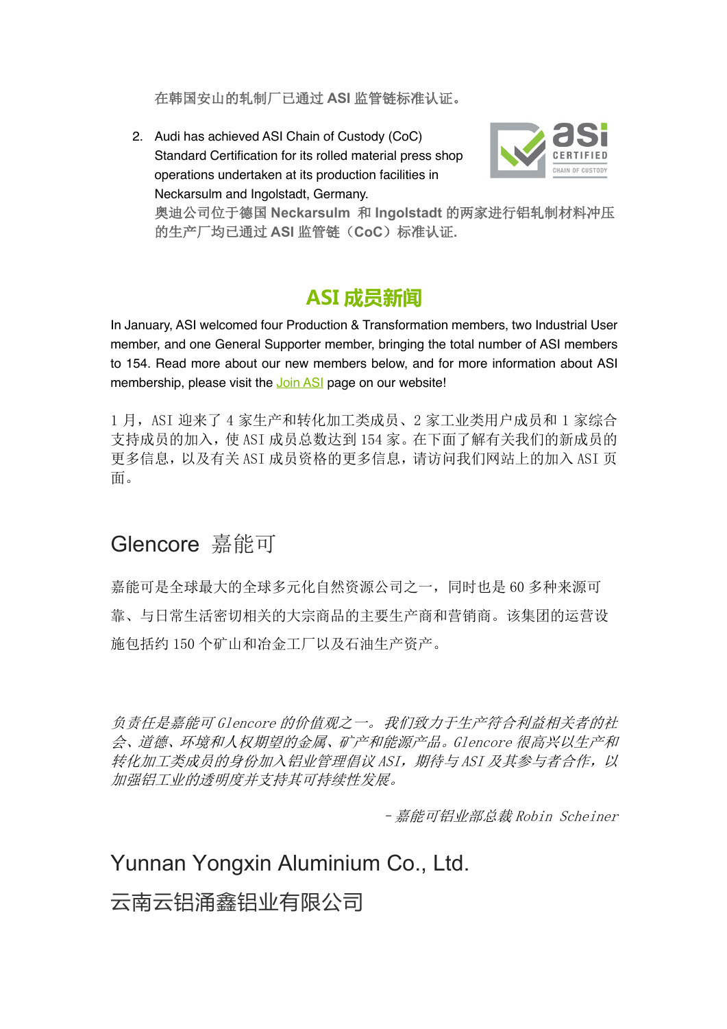在韩国安山的轧制厂已通过 **ASI** 监管链标准认证。

2. Audi has achieved ASI Chain of Custody (CoC) Standard Certification for its rolled material press shop operations undertaken at its production facilities in Neckarsulm and Ingolstadt, Germany.
   奥迪公司位于德国 **Neckarsulm** 和 **Ingolstadt** 的两家进行铝轧制材料冲压的生产厂均已通过 **ASI** 监管链（**CoC**）标准认证.

## ASI 成员新闻

In January, ASI welcomed four Production & Transformation members, two Industrial User member, and one General Supporter member, bringing the total number of ASI members to 154. Read more about our new members below, and for more information about ASI membership, please visit the Join ASI page on our website!

1 月，ASI 迎来了 4 家生产和转化加工类成员、2 家工业类用户成员和 1 家综合支持成员的加入，使 ASI 成员总数达到 154 家。在下面了解有关我们的新成员的更多信息，以及有关 ASI 成员资格的更多信息，请访问我们网站上的加入 ASI 页面。

### Glencore 嘉能可

嘉能可是全球最大的全球多元化自然资源公司之一，同时也是 60 多种来源可靠、与日常生活密切相关的大宗商品的主要生产商和营销商。该集团的运营设施包括约 150 个矿山和冶金工厂以及石油生产资产。

*负责任是嘉能可 Glencore 的价值观之一。我们致力于生产符合利益相关者的社会、道德、环境和人权期望的金属、矿产和能源产品。Glencore 很高兴以生产和转化加工类成员的身份加入铝业管理倡议 ASI，期待与 ASI 及其参与者合作，以加强铝工业的透明度并支持其可持续性发展。*

*－嘉能可铝业部总裁 Robin Scheiner*

### Yunnan Yongxin Aluminium Co., Ltd.

### 云南云铝涌鑫铝业有限公司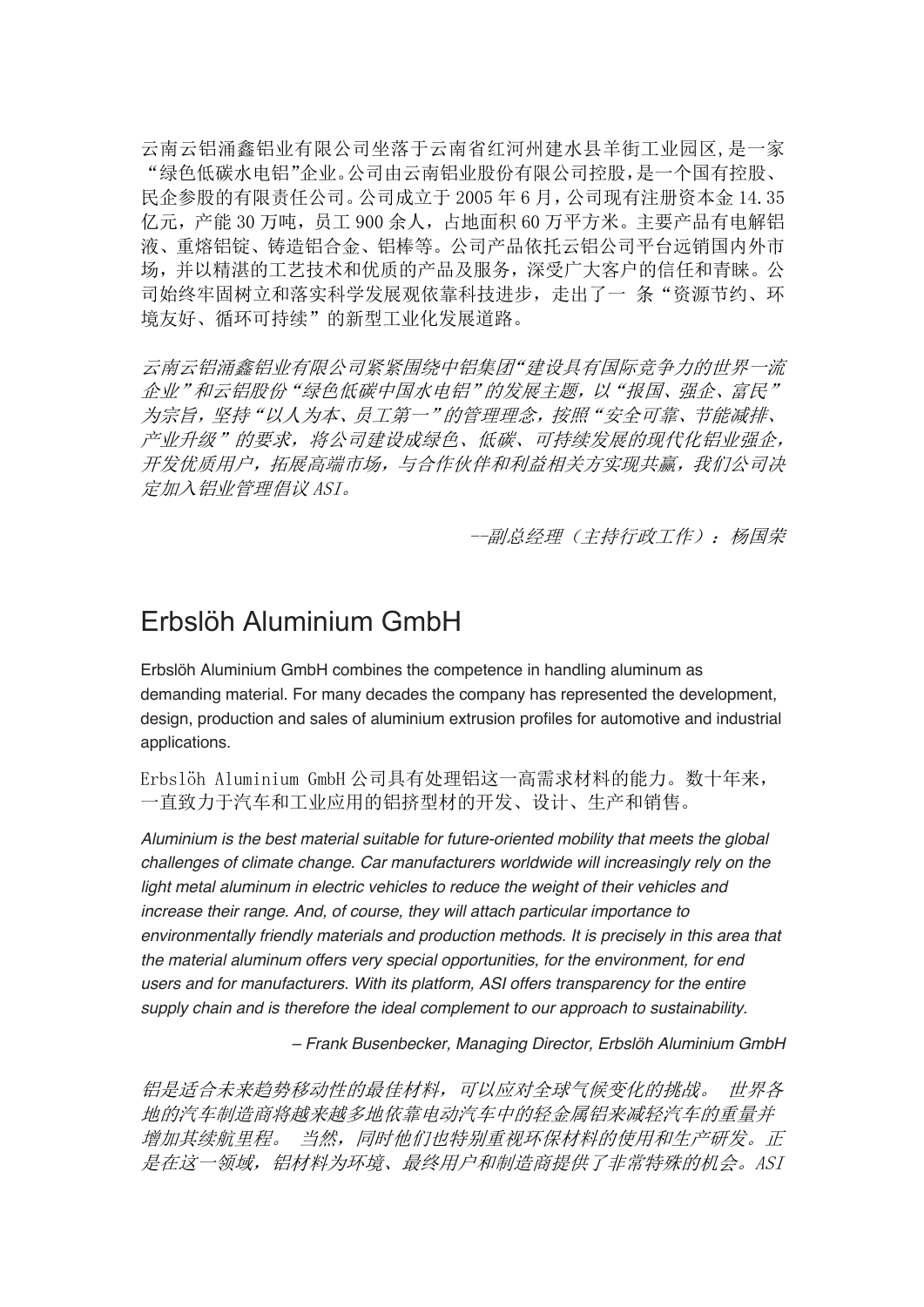云南云铝涌鑫铝业有限公司坐落于云南省红河州建水县羊街工业园区,是一家"绿色低碳水电铝"企业。公司由云南铝业股份有限公司控股,是一个国有控股、民企参股的有限责任公司。公司成立于 2005 年 6 月，公司现有注册资本金 14.35 亿元，产能 30 万吨，员工 900 余人，占地面积 60 万平方米。主要产品有电解铝液、重熔铝锭、铸造铝合金、铝棒等。公司产品依托云铝公司平台远销国内外市场，并以精湛的工艺技术和优质的产品及服务，深受广大客户的信任和青睐。公司始终牢固树立和落实科学发展观依靠科技进步，走出了一 条"资源节约、环境友好、循环可持续"的新型工业化发展道路。

*云南云铝涌鑫铝业有限公司紧紧围绕中铝集团"建设具有国际竞争力的世界一流企业"和云铝股份"绿色低碳中国水电铝"的发展主题，以"报国、强企、富民"为宗旨，坚持"以人为本、员工第一"的管理理念，按照"安全可靠、节能减排、产业升级"的要求，将公司建设成绿色、低碳、可持续发展的现代化铝业强企，开发优质用户，拓展高端市场，与合作伙伴和利益相关方实现共赢，我们公司决定加入铝业管理倡议 ASI。*

*--副总经理（主持行政工作）：杨国荣*

## Erbslöh Aluminium GmbH

Erbslöh Aluminium GmbH combines the competence in handling aluminum as demanding material. For many decades the company has represented the development, design, production and sales of aluminium extrusion profiles for automotive and industrial applications.

Erbslöh Aluminium GmbH 公司具有处理铝这一高需求材料的能力。数十年来，一直致力于汽车和工业应用的铝挤型材的开发、设计、生产和销售。

*Aluminium is the best material suitable for future-oriented mobility that meets the global challenges of climate change. Car manufacturers worldwide will increasingly rely on the light metal aluminum in electric vehicles to reduce the weight of their vehicles and increase their range. And, of course, they will attach particular importance to environmentally friendly materials and production methods. It is precisely in this area that the material aluminum offers very special opportunities, for the environment, for end users and for manufacturers. With its platform, ASI offers transparency for the entire supply chain and is therefore the ideal complement to our approach to sustainability.*

*– Frank Busenbecker, Managing Director, Erbslöh Aluminium GmbH*

*铝是适合未来趋势移动性的最佳材料，可以应对全球气候变化的挑战。 世界各地的汽车制造商将越来越多地依靠电动汽车中的轻金属铝来减轻汽车的重量并增加其续航里程。 当然，同时他们也特别重视环保材料的使用和生产研发。正是在这一领域，铝材料为环境、最终用户和制造商提供了非常特殊的机会。ASI*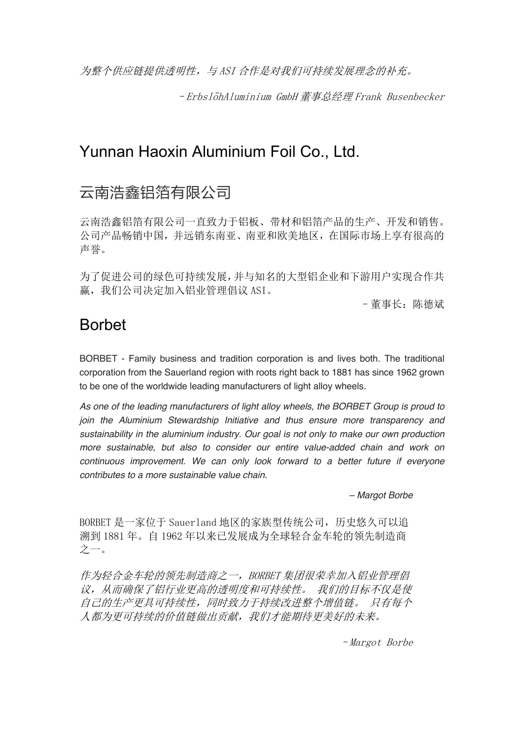*为整个供应链提供透明性，与 ASI 合作是对我们可持续发展理念的补充。*

*–ErbslöhAluminium GmbH 董事总经理 Frank Busenbecker*

## Yunnan Haoxin Aluminium Foil Co., Ltd.

## 云南浩鑫铝箔有限公司

云南浩鑫铝箔有限公司一直致力于铝板、带材和铝箔产品的生产、开发和销售。公司产品畅销中国，并远销东南亚、南亚和欧美地区，在国际市场上享有很高的声誉。

为了促进公司的绿色可持续发展，并与知名的大型铝企业和下游用户实现合作共赢，我们公司决定加入铝业管理倡议 ASI。

–董事长：陈德斌

## Borbet

BORBET - Family business and tradition corporation is and lives both. The traditional corporation from the Sauerland region with roots right back to 1881 has since 1962 grown to be one of the worldwide leading manufacturers of light alloy wheels.

*As one of the leading manufacturers of light alloy wheels, the BORBET Group is proud to join the Aluminium Stewardship Initiative and thus ensure more transparency and sustainability in the aluminium industry. Our goal is not only to make our own production more sustainable, but also to consider our entire value-added chain and work on continuous improvement. We can only look forward to a better future if everyone contributes to a more sustainable value chain.*

*– Margot Borbe*

BORBET 是一家位于 Sauerland 地区的家族型传统公司，历史悠久可以追溯到 1881 年。自 1962 年以来已发展成为全球轻合金车轮的领先制造商之一。

*作为轻合金车轮的领先制造商之一，BORBET 集团很荣幸加入铝业管理倡议，从而确保了铝行业更高的透明度和可持续性。 我们的目标不仅是使自己的生产更具可持续性，同时致力于持续改进整个增值链。 只有每个人都为更可持续的价值链做出贡献，我们才能期待更美好的未来。*

*–Margot Borbe*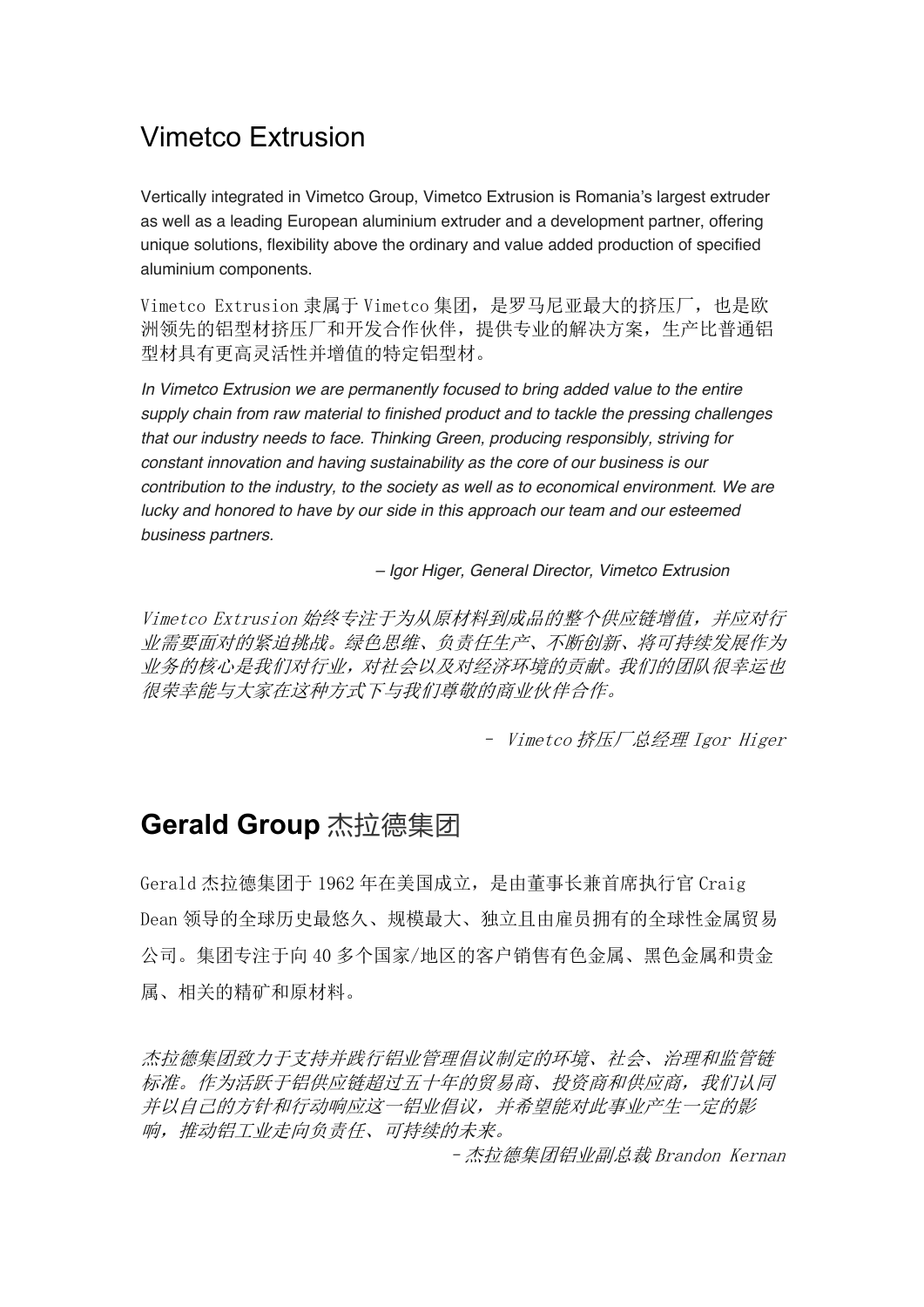## Vimetco Extrusion

Vertically integrated in Vimetco Group, Vimetco Extrusion is Romania's largest extruder as well as a leading European aluminium extruder and a development partner, offering unique solutions, flexibility above the ordinary and value added production of specified aluminium components.

Vimetco Extrusion 隶属于 Vimetco 集团，是罗马尼亚最大的挤压厂，也是欧洲领先的铝型材挤压厂和开发合作伙伴，提供专业的解决方案，生产比普通铝型材具有更高灵活性并增值的特定铝型材。

*In Vimetco Extrusion we are permanently focused to bring added value to the entire supply chain from raw material to finished product and to tackle the pressing challenges that our industry needs to face. Thinking Green, producing responsibly, striving for constant innovation and having sustainability as the core of our business is our contribution to the industry, to the society as well as to economical environment. We are lucky and honored to have by our side in this approach our team and our esteemed business partners.*

*– Igor Higer, General Director, Vimetco Extrusion*

*Vimetco Extrusion 始终专注于为从原材料到成品的整个供应链增值，并应对行业需要面对的紧迫挑战。绿色思维、负责任生产、不断创新、将可持续发展作为业务的核心是我们对行业，对社会以及对经济环境的贡献。我们的团队很幸运也很荣幸能与大家在这种方式下与我们尊敬的商业伙伴合作。*

*– Vimetco 挤压厂总经理 Igor Higer*

## **Gerald Group** 杰拉德集团

Gerald 杰拉德集团于 1962 年在美国成立，是由董事长兼首席执行官 Craig Dean 领导的全球历史最悠久、规模最大、独立且由雇员拥有的全球性金属贸易公司。集团专注于向 40 多个国家/地区的客户销售有色金属、黑色金属和贵金属、相关的精矿和原材料。

*杰拉德集团致力于支持并践行铝业管理倡议制定的环境、社会、治理和监管链标准。作为活跃于铝供应链超过五十年的贸易商、投资商和供应商，我们认同并以自己的方针和行动响应这一铝业倡议，并希望能对此事业产生一定的影响，推动铝工业走向负责任、可持续的未来。*

*–杰拉德集团铝业副总裁 Brandon Kernan*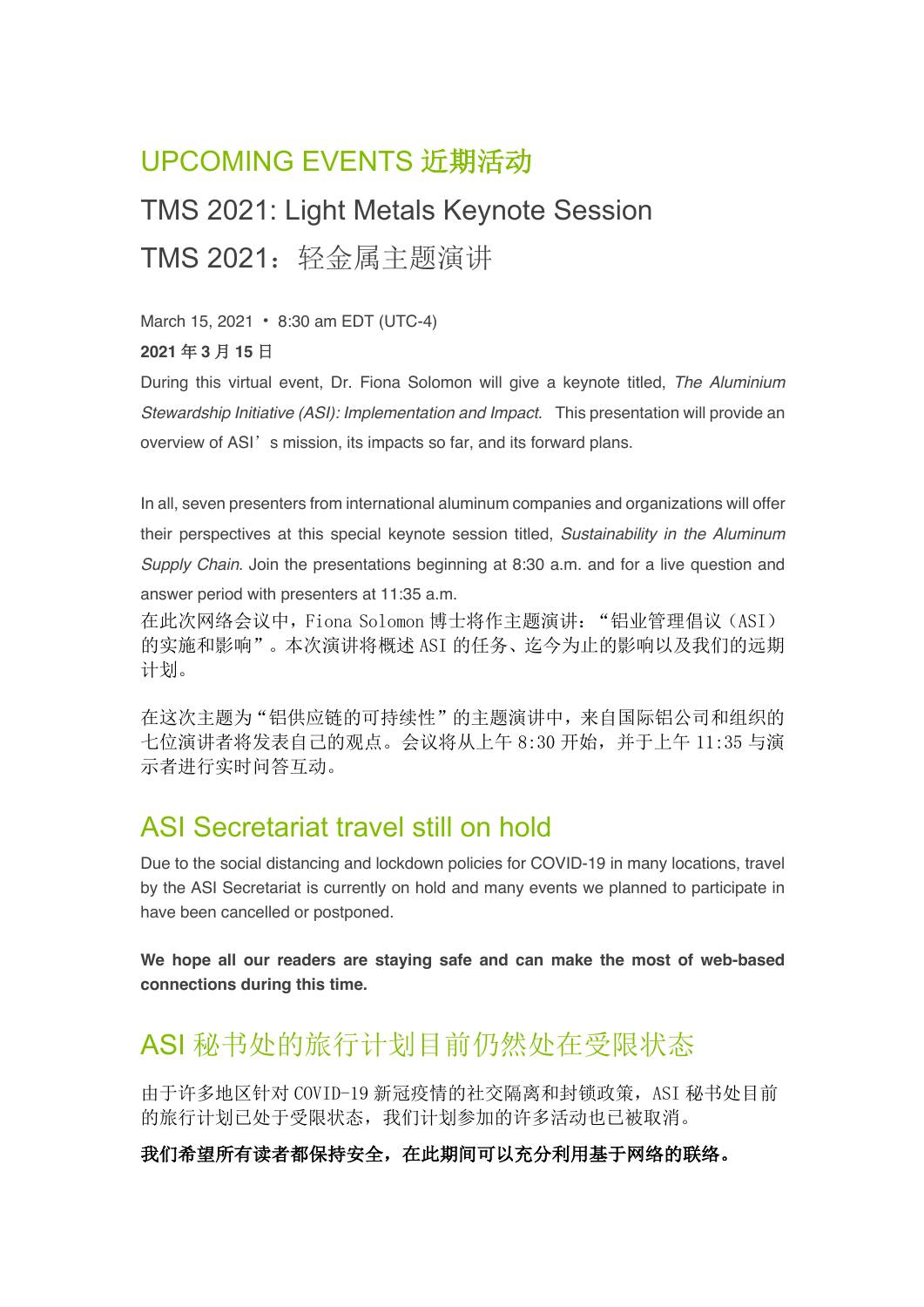# UPCOMING EVENTS 近期活动

## TMS 2021: Light Metals Keynote Session

## TMS 2021：轻金属主题演讲

March 15, 2021 • 8:30 am EDT (UTC-4)

**2021 年 3 月 15 日**

During this virtual event, Dr. Fiona Solomon will give a keynote titled, *The Aluminium Stewardship Initiative (ASI): Implementation and Impact*. This presentation will provide an overview of ASI's mission, its impacts so far, and its forward plans.

In all, seven presenters from international aluminum companies and organizations will offer their perspectives at this special keynote session titled, *Sustainability in the Aluminum Supply Chain*. Join the presentations beginning at 8:30 a.m. and for a live question and answer period with presenters at 11:35 a.m.

在此次网络会议中，Fiona Solomon 博士将作主题演讲：“铝业管理倡议（ASI）的实施和影响”。本次演讲将概述 ASI 的任务、迄今为止的影响以及我们的远期计划。

在这次主题为“铝供应链的可持续性”的主题演讲中，来自国际铝公司和组织的七位演讲者将发表自己的观点。会议将从上午 8:30 开始，并于上午 11:35 与演示者进行实时问答互动。

## ASI Secretariat travel still on hold

Due to the social distancing and lockdown policies for COVID-19 in many locations, travel by the ASI Secretariat is currently on hold and many events we planned to participate in have been cancelled or postponed.

**We hope all our readers are staying safe and can make the most of web-based connections during this time.**

## ASI 秘书处的旅行计划目前仍然处在受限状态

由于许多地区针对 COVID-19 新冠疫情的社交隔离和封锁政策，ASI 秘书处目前的旅行计划已处于受限状态，我们计划参加的许多活动也已被取消。

**我们希望所有读者都保持安全，在此期间可以充分利用基于网络的联络。**